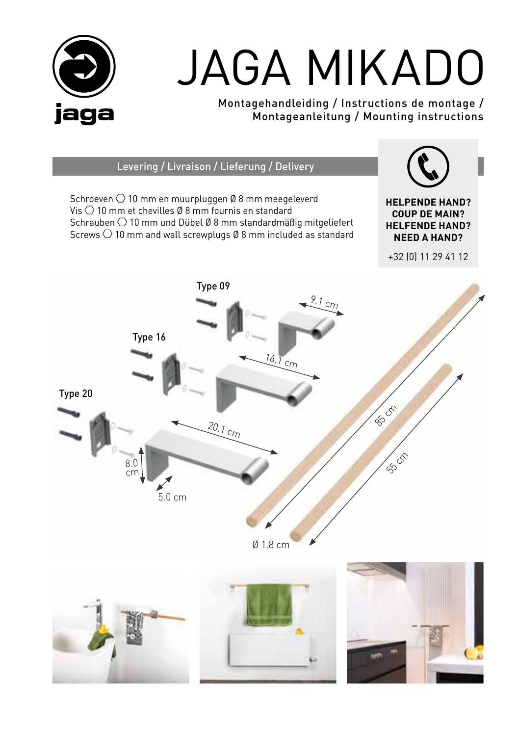# JAGA MIKADO

Montagehandleiding / Instructions de montage / Montageanleitung / Mounting instructions

## Levering / Livraison / Lieferung / Delivery

Schroeven ⬡ 10 mm en muurpluggen Ø 8 mm meegeleverd
Vis ⬡ 10 mm et chevilles Ø 8 mm fournis en standard
Schrauben ⬡ 10 mm und Dübel Ø 8 mm standardmäßig mitgeliefert
Screws ⬡ 10 mm and wall screwplugs Ø 8 mm included as standard

**HELPENDE HAND?**
**COUP DE MAIN?**
**HELFENDE HAND?**
**NEED A HAND?**

+32 (0) 11 29 41 12

Type 09

9.1 cm

Type 16

16.1 cm

Type 20

20.1 cm

8.0 cm

5.0 cm

85 cm

55 cm

Ø 1.8 cm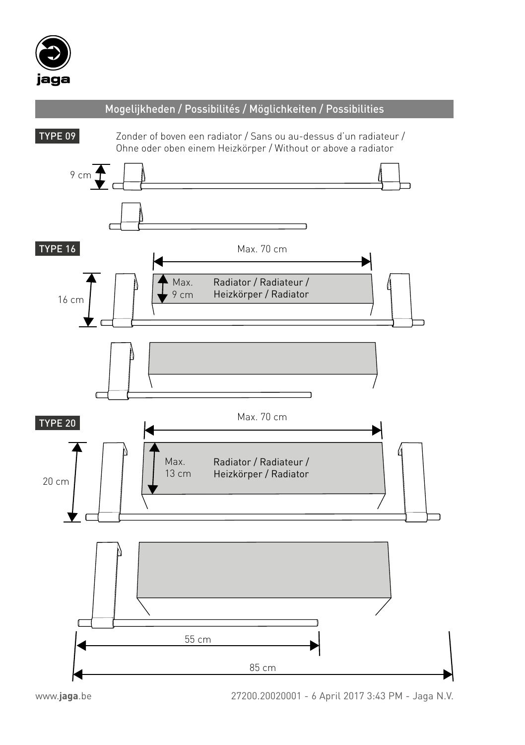## Mogelijkheden / Possibilités / Möglichkeiten / Possibilities

**TYPE 09**

Zonder of boven een radiator / Sans ou au-dessus d'un radiateur / Ohne oder oben einem Heizkörper / Without or above a radiator

9 cm

**TYPE 16**

Max. 70 cm

16 cm

Max. 9 cm

Radiator / Radiateur / Heizkörper / Radiator

**TYPE 20**

Max. 70 cm

20 cm

Max. 13 cm

Radiator / Radiateur / Heizkörper / Radiator

55 cm

85 cm

www.**jaga**.be

27200.20020001 - 6 April 2017 3:43 PM - Jaga N.V.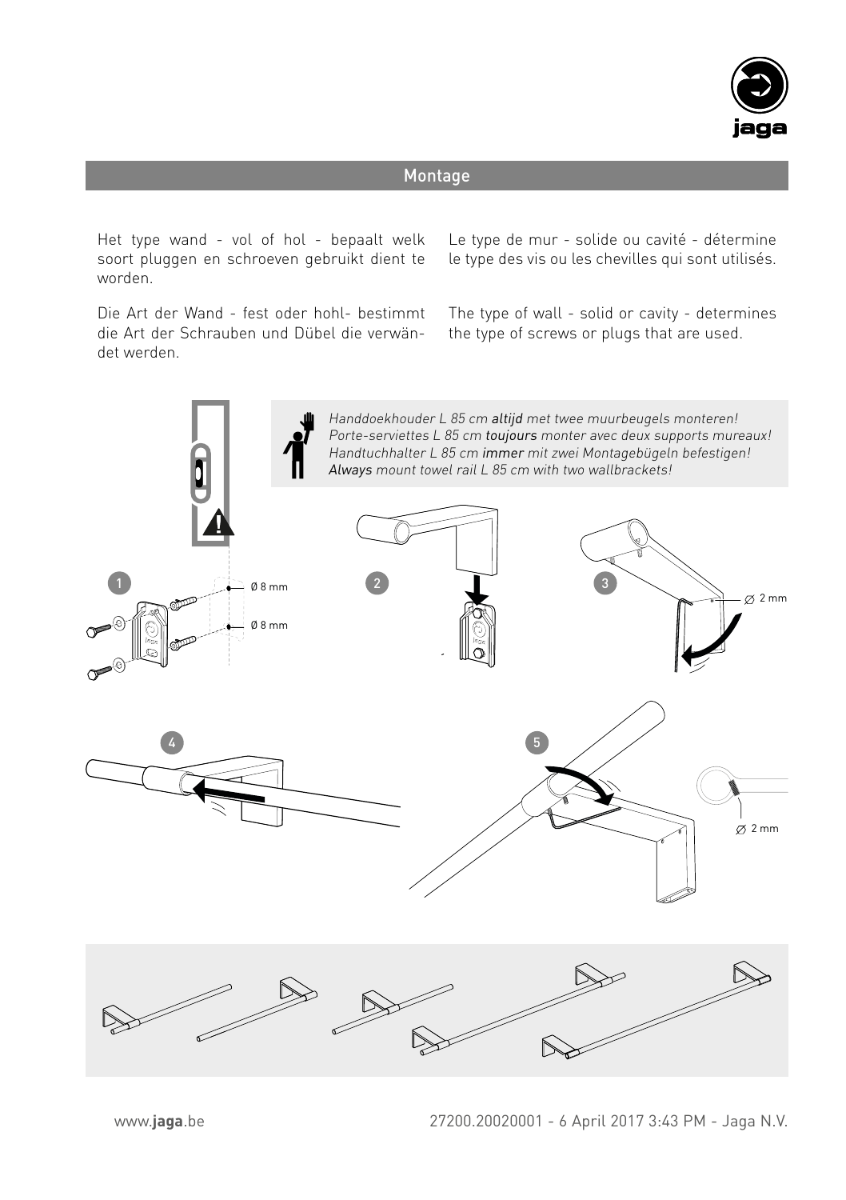## Montage

Het type wand - vol of hol - bepaalt welk soort pluggen en schroeven gebruikt dient te worden.

Die Art der Wand - fest oder hohl- bestimmt die Art der Schrauben und Dübel die verwändet werden.

Le type de mur - solide ou cavité - détermine le type des vis ou les chevilles qui sont utilisés.

The type of wall - solid or cavity - determines the type of screws or plugs that are used.

*Handdoekhouder L 85 cm **altijd** met twee muurbeugels monteren!*
*Porte-serviettes L 85 cm **toujours** monter avec deux supports mureaux!*
*Handtuchhalter L 85 cm **immer** mit zwei Montagebügeln befestigen!*
***Always** mount towel rail L 85 cm with two wallbrackets!*

1 — Ø 8 mm, Ø 8 mm

2

3 — Ø 2 mm

4

5 — Ø 2 mm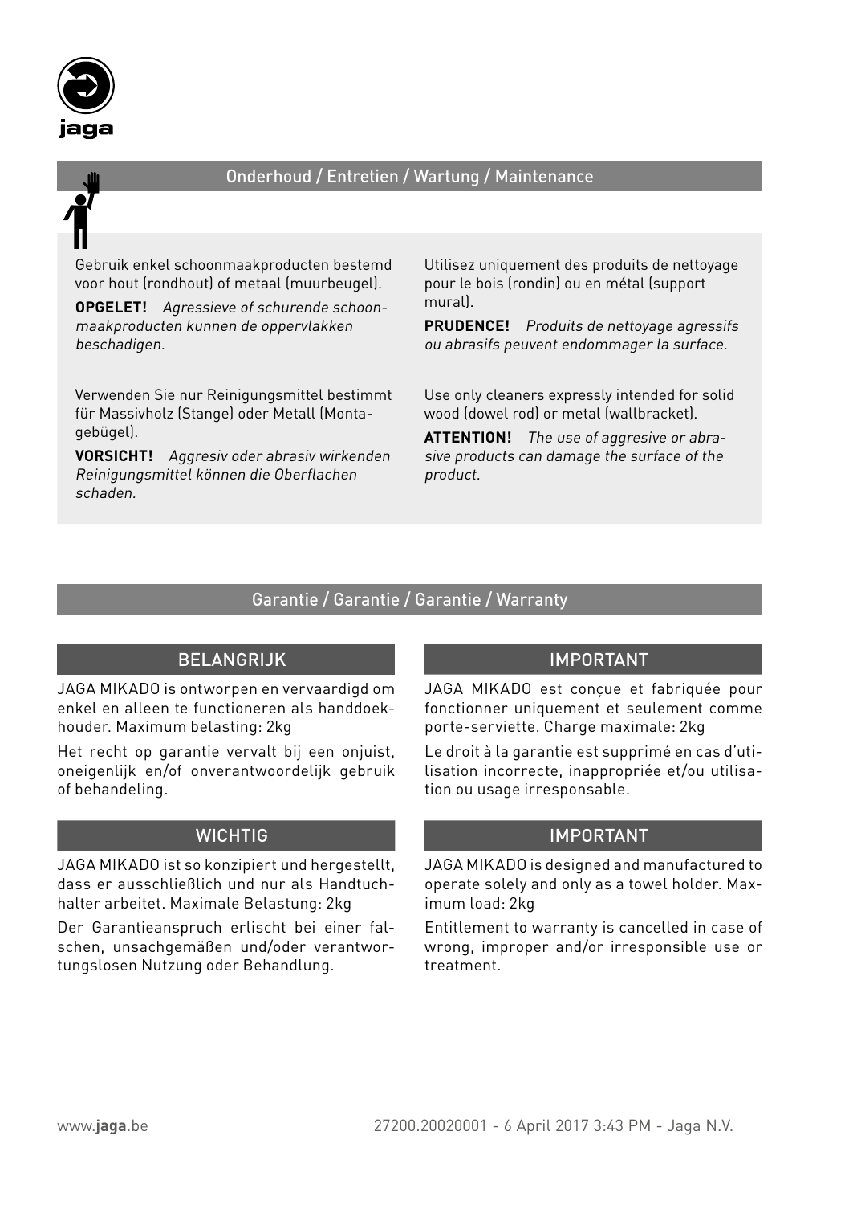jaga

## Onderhoud / Entretien / Wartung / Maintenance

Gebruik enkel schoonmaakproducten bestemd voor hout (rondhout) of metaal (muurbeugel).

**OPGELET!** *Agressieve of schurende schoonmaakproducten kunnen de oppervlakken beschadigen.*

Utilisez uniquement des produits de nettoyage pour le bois (rondin) ou en métal (support mural).

**PRUDENCE!** *Produits de nettoyage agressifs ou abrasifs peuvent endommager la surface.*

Verwenden Sie nur Reinigungsmittel bestimmt für Massivholz (Stange) oder Metall (Montagebügel).

**VORSICHT!** *Aggresiv oder abrasiv wirkenden Reinigungsmittel können die Oberflachen schaden.*

Use only cleaners expressly intended for solid wood (dowel rod) or metal (wallbracket).

**ATTENTION!** *The use of aggresive or abrasive products can damage the surface of the product.*

## Garantie / Garantie / Garantie / Warranty

### BELANGRIJK

JAGA MIKADO is ontworpen en vervaardigd om enkel en alleen te functioneren als handdoekhouder. Maximum belasting: 2kg

Het recht op garantie vervalt bij een onjuist, oneigenlijk en/of onverantwoordelijk gebruik of behandeling.

### IMPORTANT

JAGA MIKADO est conçue et fabriquée pour fonctionner uniquement et seulement comme porte-serviette. Charge maximale: 2kg

Le droit à la garantie est supprimé en cas d'utilisation incorrecte, inappropriée et/ou utilisation ou usage irresponsable.

### WICHTIG

JAGA MIKADO ist so konzipiert und hergestellt, dass er ausschließlich und nur als Handtuchhalter arbeitet. Maximale Belastung: 2kg

Der Garantieanspruch erlischt bei einer falschen, unsachgemäßen und/oder verantwortungslosen Nutzung oder Behandlung.

### IMPORTANT

JAGA MIKADO is designed and manufactured to operate solely and only as a towel holder. Maximum load: 2kg

Entitlement to warranty is cancelled in case of wrong, improper and/or irresponsible use or treatment.

www.**jaga**.be

27200.20020001 - 6 April 2017 3:43 PM - Jaga N.V.